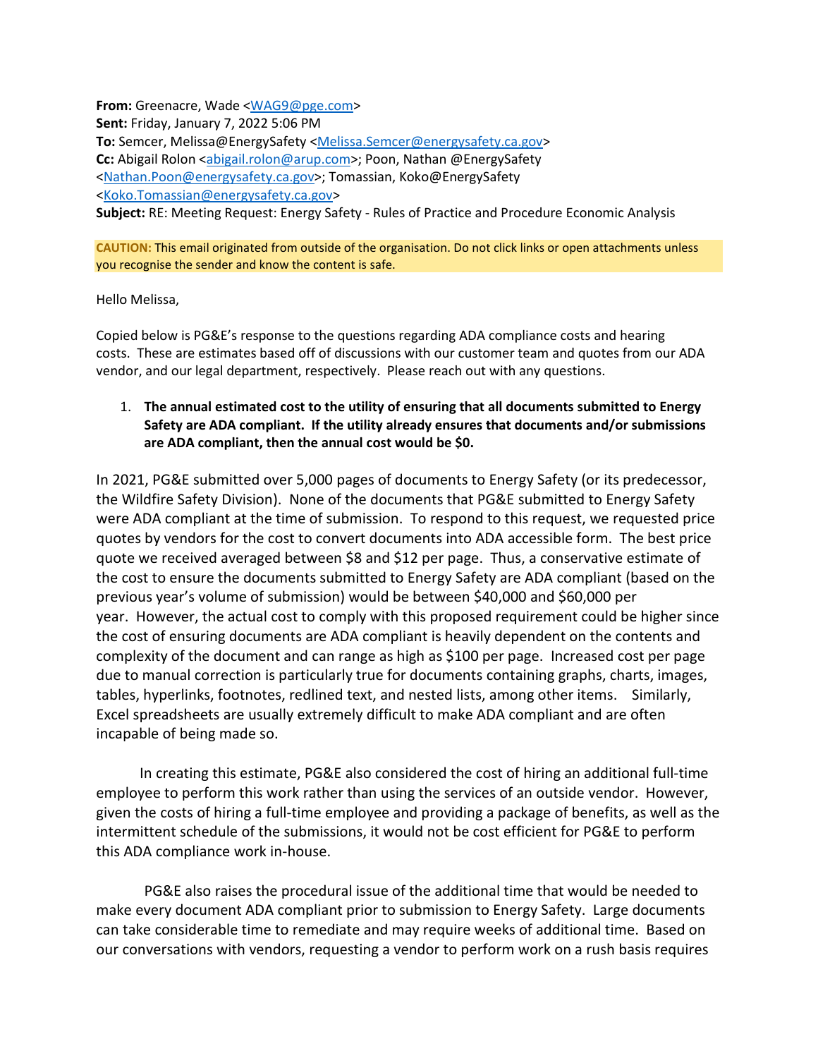**From:** Greenacre, Wade <WAG9@pge.com>
**Sent:** Friday, January 7, 2022 5:06 PM
**To:** Semcer, Melissa@EnergySafety <Melissa.Semcer@energysafety.ca.gov>
**Cc:** Abigail Rolon <abigail.rolon@arup.com>; Poon, Nathan @EnergySafety <Nathan.Poon@energysafety.ca.gov>; Tomassian, Koko@EnergySafety <Koko.Tomassian@energysafety.ca.gov>
**Subject:** RE: Meeting Request: Energy Safety - Rules of Practice and Procedure Economic Analysis

**CAUTION:** This email originated from outside of the organisation. Do not click links or open attachments unless you recognise the sender and know the content is safe.

Hello Melissa,

Copied below is PG&E's response to the questions regarding ADA compliance costs and hearing costs. These are estimates based off of discussions with our customer team and quotes from our ADA vendor, and our legal department, respectively. Please reach out with any questions.

1. **The annual estimated cost to the utility of ensuring that all documents submitted to Energy Safety are ADA compliant. If the utility already ensures that documents and/or submissions are ADA compliant, then the annual cost would be $0.**

In 2021, PG&E submitted over 5,000 pages of documents to Energy Safety (or its predecessor, the Wildfire Safety Division). None of the documents that PG&E submitted to Energy Safety were ADA compliant at the time of submission. To respond to this request, we requested price quotes by vendors for the cost to convert documents into ADA accessible form. The best price quote we received averaged between $8 and $12 per page. Thus, a conservative estimate of the cost to ensure the documents submitted to Energy Safety are ADA compliant (based on the previous year's volume of submission) would be between $40,000 and $60,000 per year. However, the actual cost to comply with this proposed requirement could be higher since the cost of ensuring documents are ADA compliant is heavily dependent on the contents and complexity of the document and can range as high as $100 per page. Increased cost per page due to manual correction is particularly true for documents containing graphs, charts, images, tables, hyperlinks, footnotes, redlined text, and nested lists, among other items. Similarly, Excel spreadsheets are usually extremely difficult to make ADA compliant and are often incapable of being made so.

In creating this estimate, PG&E also considered the cost of hiring an additional full-time employee to perform this work rather than using the services of an outside vendor. However, given the costs of hiring a full-time employee and providing a package of benefits, as well as the intermittent schedule of the submissions, it would not be cost efficient for PG&E to perform this ADA compliance work in-house.

PG&E also raises the procedural issue of the additional time that would be needed to make every document ADA compliant prior to submission to Energy Safety. Large documents can take considerable time to remediate and may require weeks of additional time. Based on our conversations with vendors, requesting a vendor to perform work on a rush basis requires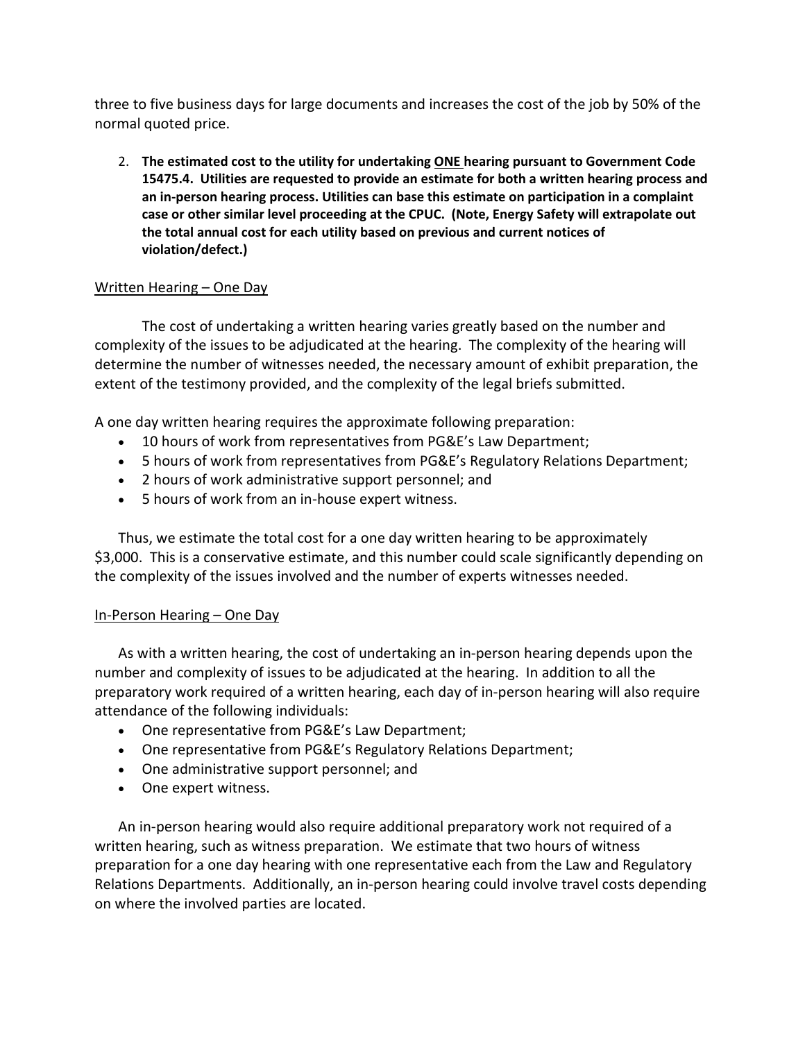three to five business days for large documents and increases the cost of the job by 50% of the normal quoted price.

2. **The estimated cost to the utility for undertaking <u>ONE</u> hearing pursuant to Government Code 15475.4. Utilities are requested to provide an estimate for both a written hearing process and an in-person hearing process. Utilities can base this estimate on participation in a complaint case or other similar level proceeding at the CPUC. (Note, Energy Safety will extrapolate out the total annual cost for each utility based on previous and current notices of violation/defect.)**

<u>Written Hearing – One Day</u>

The cost of undertaking a written hearing varies greatly based on the number and complexity of the issues to be adjudicated at the hearing. The complexity of the hearing will determine the number of witnesses needed, the necessary amount of exhibit preparation, the extent of the testimony provided, and the complexity of the legal briefs submitted.

A one day written hearing requires the approximate following preparation:

- 10 hours of work from representatives from PG&E's Law Department;
- 5 hours of work from representatives from PG&E's Regulatory Relations Department;
- 2 hours of work administrative support personnel; and
- 5 hours of work from an in-house expert witness.

Thus, we estimate the total cost for a one day written hearing to be approximately $3,000. This is a conservative estimate, and this number could scale significantly depending on the complexity of the issues involved and the number of experts witnesses needed.

<u>In-Person Hearing – One Day</u>

As with a written hearing, the cost of undertaking an in-person hearing depends upon the number and complexity of issues to be adjudicated at the hearing. In addition to all the preparatory work required of a written hearing, each day of in-person hearing will also require attendance of the following individuals:

- One representative from PG&E's Law Department;
- One representative from PG&E's Regulatory Relations Department;
- One administrative support personnel; and
- One expert witness.

An in-person hearing would also require additional preparatory work not required of a written hearing, such as witness preparation. We estimate that two hours of witness preparation for a one day hearing with one representative each from the Law and Regulatory Relations Departments. Additionally, an in-person hearing could involve travel costs depending on where the involved parties are located.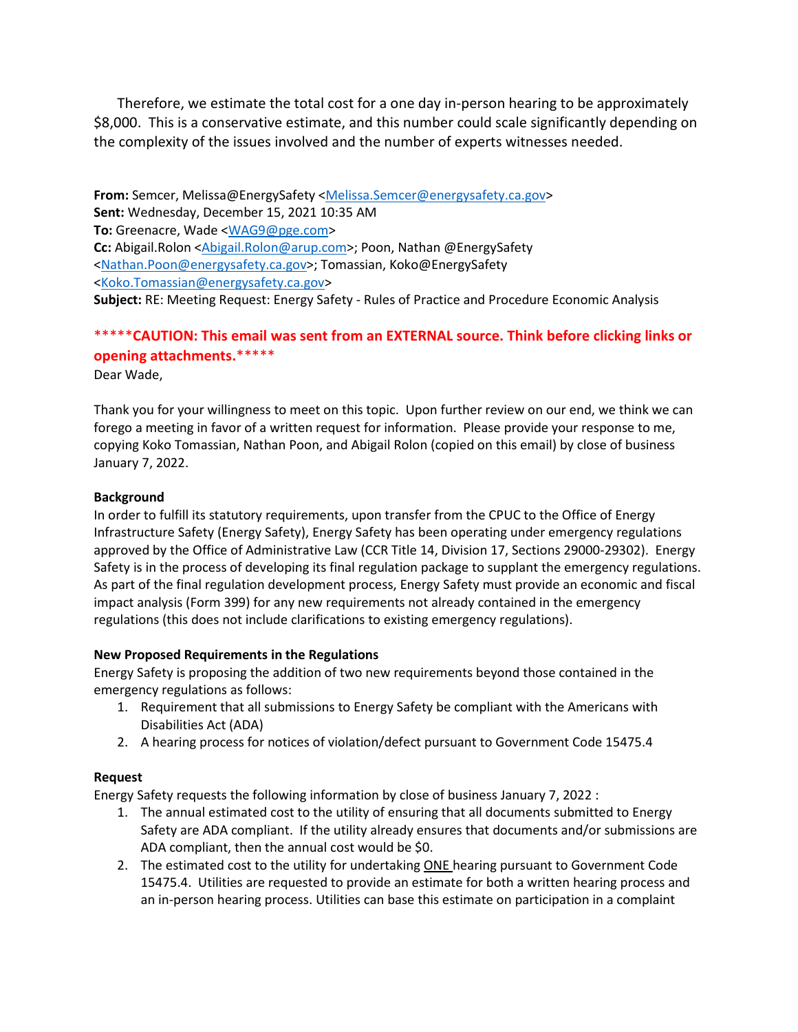Therefore, we estimate the total cost for a one day in-person hearing to be approximately $8,000. This is a conservative estimate, and this number could scale significantly depending on the complexity of the issues involved and the number of experts witnesses needed.

**From:** Semcer, Melissa@EnergySafety <Melissa.Semcer@energysafety.ca.gov>
**Sent:** Wednesday, December 15, 2021 10:35 AM
**To:** Greenacre, Wade <WAG9@pge.com>
**Cc:** Abigail.Rolon <Abigail.Rolon@arup.com>; Poon, Nathan @EnergySafety <Nathan.Poon@energysafety.ca.gov>; Tomassian, Koko@EnergySafety <Koko.Tomassian@energysafety.ca.gov>
**Subject:** RE: Meeting Request: Energy Safety - Rules of Practice and Procedure Economic Analysis

*****CAUTION: This email was sent from an EXTERNAL source. Think before clicking links or opening attachments.*****

Dear Wade,

Thank you for your willingness to meet on this topic. Upon further review on our end, we think we can forego a meeting in favor of a written request for information. Please provide your response to me, copying Koko Tomassian, Nathan Poon, and Abigail Rolon (copied on this email) by close of business January 7, 2022.

**Background**

In order to fulfill its statutory requirements, upon transfer from the CPUC to the Office of Energy Infrastructure Safety (Energy Safety), Energy Safety has been operating under emergency regulations approved by the Office of Administrative Law (CCR Title 14, Division 17, Sections 29000-29302). Energy Safety is in the process of developing its final regulation package to supplant the emergency regulations. As part of the final regulation development process, Energy Safety must provide an economic and fiscal impact analysis (Form 399) for any new requirements not already contained in the emergency regulations (this does not include clarifications to existing emergency regulations).

**New Proposed Requirements in the Regulations**

Energy Safety is proposing the addition of two new requirements beyond those contained in the emergency regulations as follows:

1. Requirement that all submissions to Energy Safety be compliant with the Americans with Disabilities Act (ADA)
2. A hearing process for notices of violation/defect pursuant to Government Code 15475.4

**Request**

Energy Safety requests the following information by close of business January 7, 2022 :

1. The annual estimated cost to the utility of ensuring that all documents submitted to Energy Safety are ADA compliant. If the utility already ensures that documents and/or submissions are ADA compliant, then the annual cost would be $0.
2. The estimated cost to the utility for undertaking ONE hearing pursuant to Government Code 15475.4. Utilities are requested to provide an estimate for both a written hearing process and an in-person hearing process. Utilities can base this estimate on participation in a complaint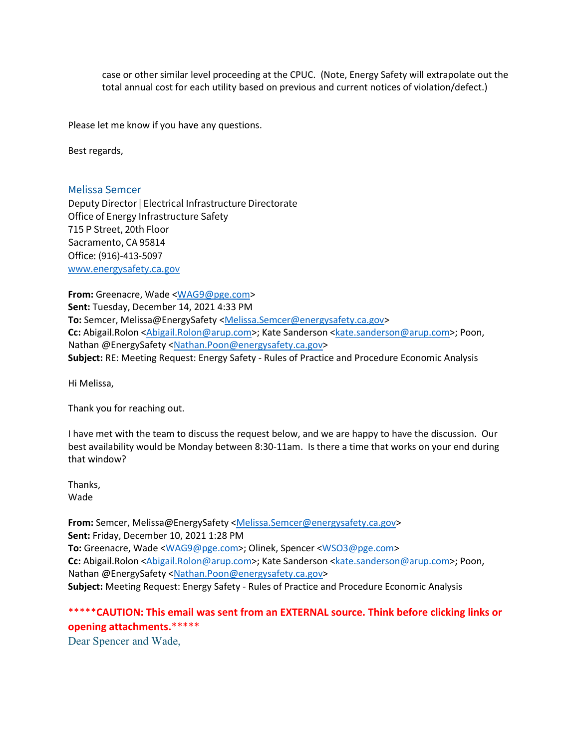case or other similar level proceeding at the CPUC. (Note, Energy Safety will extrapolate out the total annual cost for each utility based on previous and current notices of violation/defect.)

Please let me know if you have any questions.

Best regards,

Melissa Semcer
Deputy Director | Electrical Infrastructure Directorate
Office of Energy Infrastructure Safety
715 P Street, 20th Floor
Sacramento, CA 95814
Office: (916)-413-5097
www.energysafety.ca.gov

**From:** Greenacre, Wade <WAG9@pge.com>
**Sent:** Tuesday, December 14, 2021 4:33 PM
**To:** Semcer, Melissa@EnergySafety <Melissa.Semcer@energysafety.ca.gov>
**Cc:** Abigail.Rolon <Abigail.Rolon@arup.com>; Kate Sanderson <kate.sanderson@arup.com>; Poon, Nathan @EnergySafety <Nathan.Poon@energysafety.ca.gov>
**Subject:** RE: Meeting Request: Energy Safety - Rules of Practice and Procedure Economic Analysis

Hi Melissa,

Thank you for reaching out.

I have met with the team to discuss the request below, and we are happy to have the discussion. Our best availability would be Monday between 8:30-11am. Is there a time that works on your end during that window?

Thanks,
Wade

**From:** Semcer, Melissa@EnergySafety <Melissa.Semcer@energysafety.ca.gov>
**Sent:** Friday, December 10, 2021 1:28 PM
**To:** Greenacre, Wade <WAG9@pge.com>; Olinek, Spencer <WSO3@pge.com>
**Cc:** Abigail.Rolon <Abigail.Rolon@arup.com>; Kate Sanderson <kate.sanderson@arup.com>; Poon, Nathan @EnergySafety <Nathan.Poon@energysafety.ca.gov>
**Subject:** Meeting Request: Energy Safety - Rules of Practice and Procedure Economic Analysis

*****CAUTION: This email was sent from an EXTERNAL source. Think before clicking links or opening attachments.*****

Dear Spencer and Wade,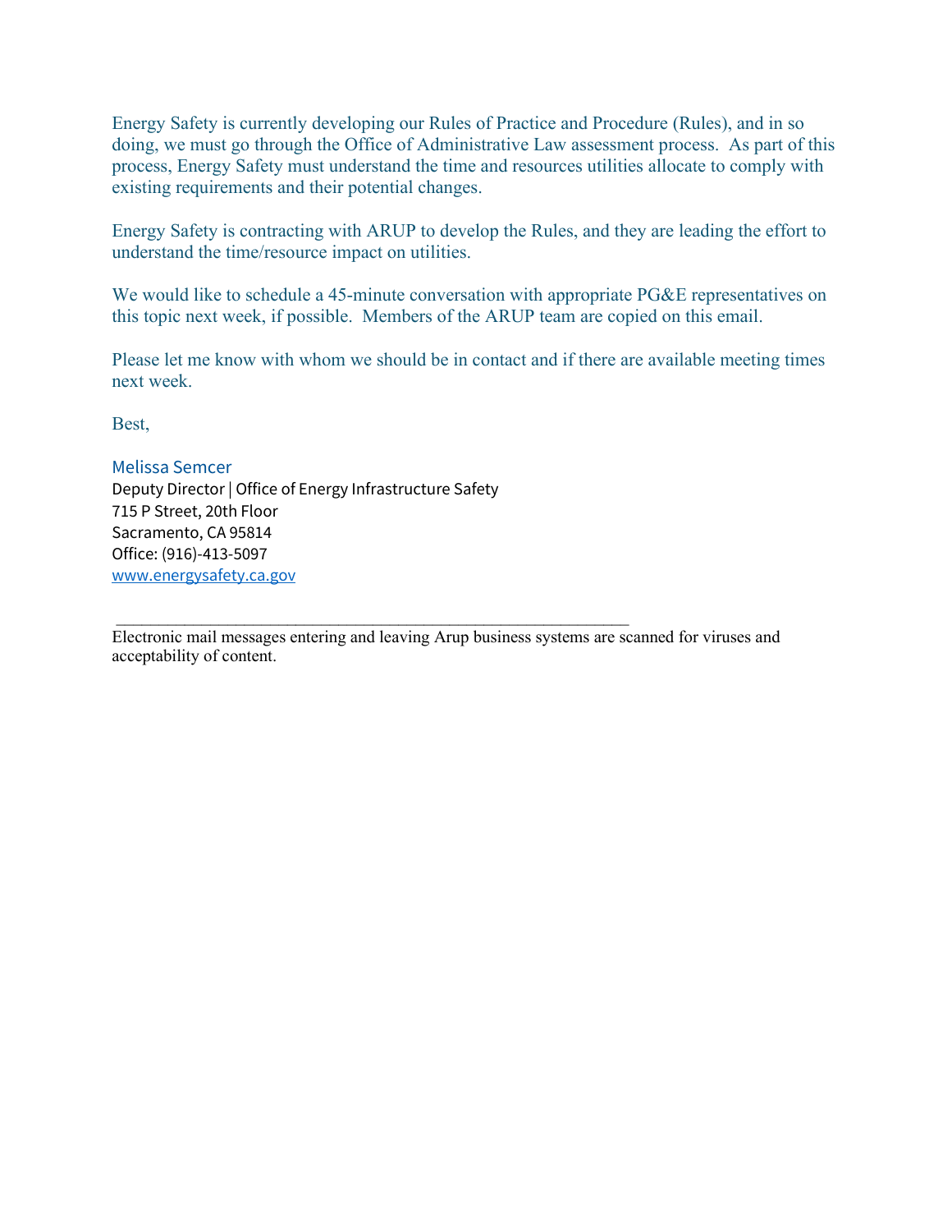Energy Safety is currently developing our Rules of Practice and Procedure (Rules), and in so doing, we must go through the Office of Administrative Law assessment process. As part of this process, Energy Safety must understand the time and resources utilities allocate to comply with existing requirements and their potential changes.

Energy Safety is contracting with ARUP to develop the Rules, and they are leading the effort to understand the time/resource impact on utilities.

We would like to schedule a 45-minute conversation with appropriate PG&E representatives on this topic next week, if possible. Members of the ARUP team are copied on this email.

Please let me know with whom we should be in contact and if there are available meeting times next week.

Best,

Melissa Semcer
Deputy Director | Office of Energy Infrastructure Safety
715 P Street, 20th Floor
Sacramento, CA 95814
Office: (916)-413-5097
www.energysafety.ca.gov

---

Electronic mail messages entering and leaving Arup business systems are scanned for viruses and acceptability of content.